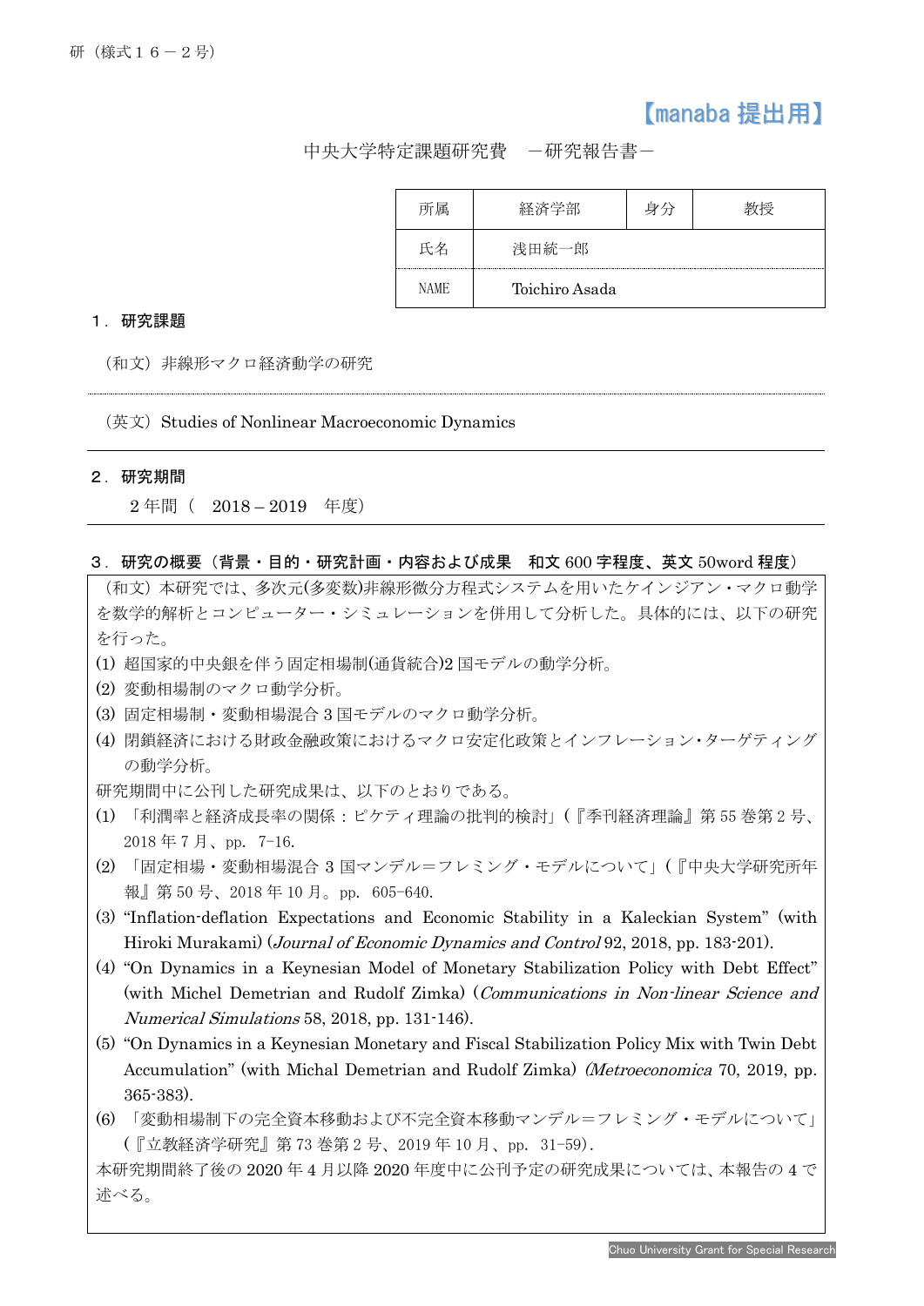研（様式１６－２号）

【manaba 提出用】

中央大学特定課題研究費　－研究報告書－

| 所属 | 経済学部 | 身分 | 教授 |
| --- | --- | --- | --- |
| 氏名 | 浅田統一郎 | | |
| NAME | Toichiro Asada | | |

## １．研究課題

（和文）非線形マクロ経済動学の研究

（英文）Studies of Nonlinear Macroeconomic Dynamics

## ２．研究期間

２年間（　2018 – 2019　年度）

## ３．研究の概要（背景・目的・研究計画・内容および成果　和文 600 字程度、英文 50word 程度）

（和文）本研究では、多次元(多変数)非線形微分方程式システムを用いたケインジアン・マクロ動学を数学的解析とコンピューター・シミュレーションを併用して分析した。具体的には、以下の研究を行った。

(1) 超国家的中央銀を伴う固定相場制(通貨統合)2 国モデルの動学分析。
(2) 変動相場制のマクロ動学分析。
(3) 固定相場制・変動相場混合 3 国モデルのマクロ動学分析。
(4) 閉鎖経済における財政金融政策におけるマクロ安定化政策とインフレーション･ターゲティングの動学分析。

研究期間中に公刊した研究成果は、以下のとおりである。

(1) 「利潤率と経済成長率の関係：ピケティ理論の批判的検討」(『季刊経済理論』第 55 巻第 2 号、2018 年 7 月、pp.　7-16.
(2) 「固定相場・変動相場混合 3 国マンデル＝フレミング・モデルについて」(『中央大学研究所年報』第 50 号、2018 年 10 月。pp.　605-640.
(3) “Inflation-deflation Expectations and Economic Stability in a Kaleckian System” (with Hiroki Murakami) (*Journal of Economic Dynamics and Control* 92, 2018, pp. 183-201).
(4) “On Dynamics in a Keynesian Model of Monetary Stabilization Policy with Debt Effect” (with Michel Demetrian and Rudolf Zimka) (*Communications in Non-linear Science and Numerical Simulations* 58, 2018, pp. 131-146).
(5) “On Dynamics in a Keynesian Monetary and Fiscal Stabilization Policy Mix with Twin Debt Accumulation” (with Michal Demetrian and Rudolf Zimka) (*Metroeconomica* 70, 2019, pp. 365-383).
(6) 「変動相場制下の完全資本移動および不完全資本移動マンデル＝フレミング・モデルについて」(『立教経済学研究』第 73 巻第 2 号、2019 年 10 月、pp.　31-59).

本研究期間終了後の 2020 年 4 月以降 2020 年度中に公刊予定の研究成果については、本報告の 4 で述べる。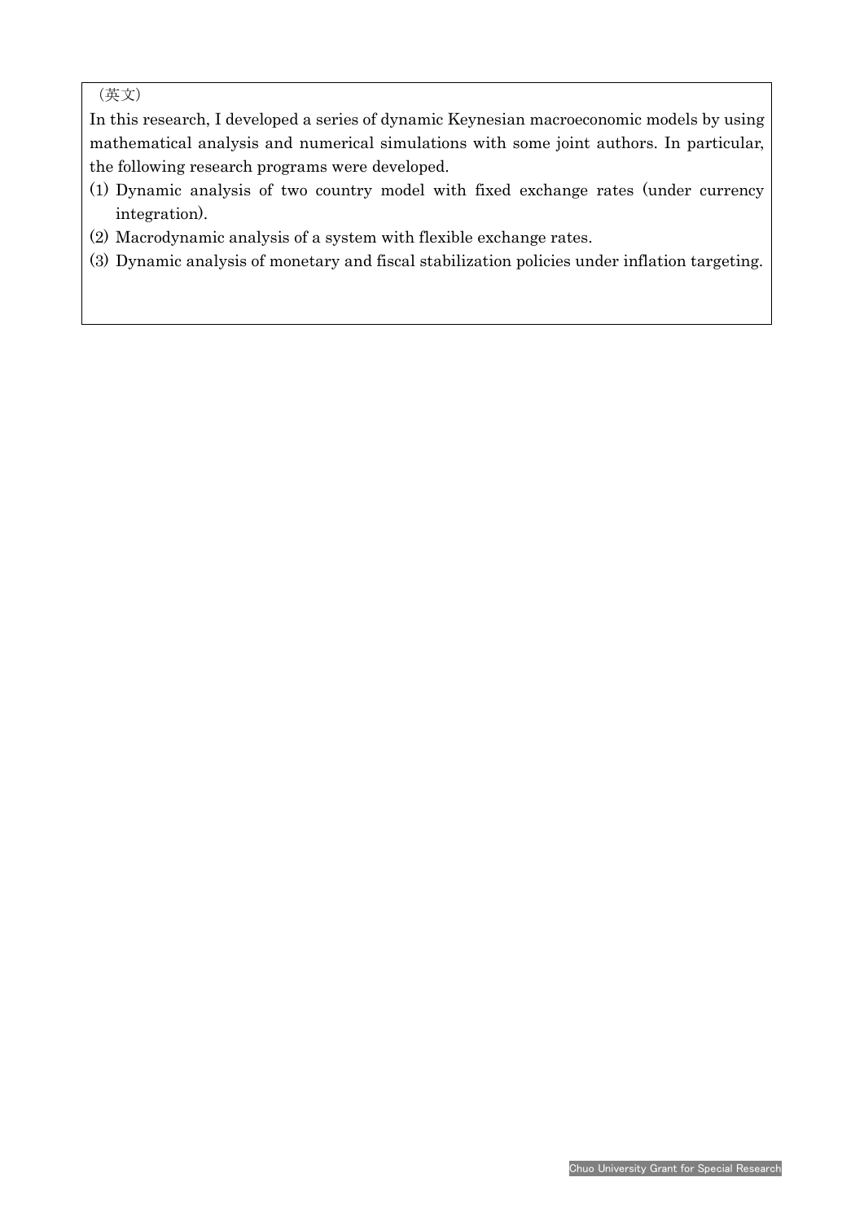（英文）

In this research, I developed a series of dynamic Keynesian macroeconomic models by using mathematical analysis and numerical simulations with some joint authors. In particular, the following research programs were developed.

(1) Dynamic analysis of two country model with fixed exchange rates (under currency integration).
(2) Macrodynamic analysis of a system with flexible exchange rates.
(3) Dynamic analysis of monetary and fiscal stabilization policies under inflation targeting.